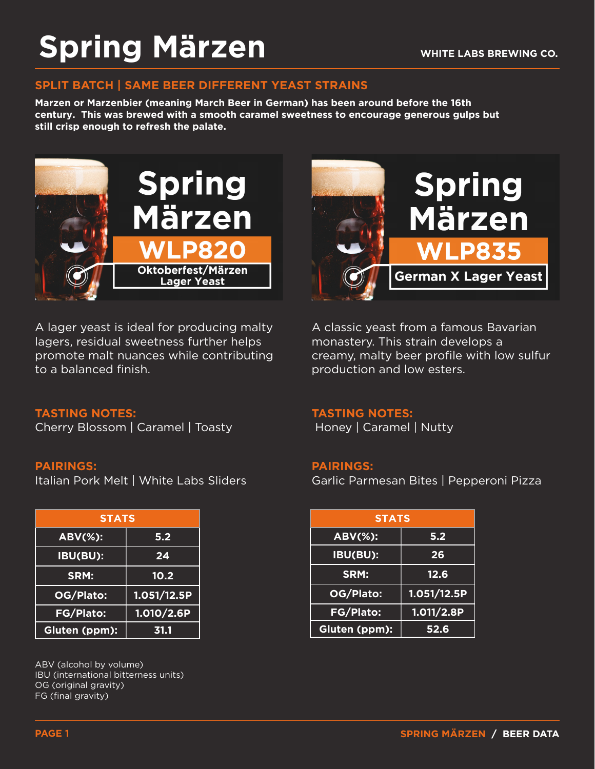# Spring Märzen

WHITE LABS BREWING CO.

## SPLIT BATCH | SAME BEER DIFFERENT YEAST STRAINS

**Marzen or Marzenbier (meaning March Beer in German) has been around before the 16th century. This was brewed with a smooth caramel sweetness to encourage generous gulps but still crisp enough to refresh the palate.**

### Spring Märzen WLP820 – Oktoberfest/Märzen Lager Yeast

A lager yeast is ideal for producing malty lagers, residual sweetness further helps promote malt nuances while contributing to a balanced finish.

**TASTING NOTES:**
Cherry Blossom | Caramel | Toasty

**PAIRINGS:**
Italian Pork Melt | White Labs Sliders

| STATS | |
|---|---|
| ABV(%): | 5.2 |
| IBU(BU): | 24 |
| SRM: | 10.2 |
| OG/Plato: | 1.051/12.5P |
| FG/Plato: | 1.010/2.6P |
| Gluten (ppm): | 31.1 |

### Spring Märzen WLP835 – German X Lager Yeast

A classic yeast from a famous Bavarian monastery. This strain develops a creamy, malty beer profile with low sulfur production and low esters.

**TASTING NOTES:**
Honey | Caramel | Nutty

**PAIRINGS:**
Garlic Parmesan Bites | Pepperoni Pizza

| STATS | |
|---|---|
| ABV(%): | 5.2 |
| IBU(BU): | 26 |
| SRM: | 12.6 |
| OG/Plato: | 1.051/12.5P |
| FG/Plato: | 1.011/2.8P |
| Gluten (ppm): | 52.6 |

ABV (alcohol by volume)
IBU (international bitterness units)
OG (original gravity)
FG (final gravity)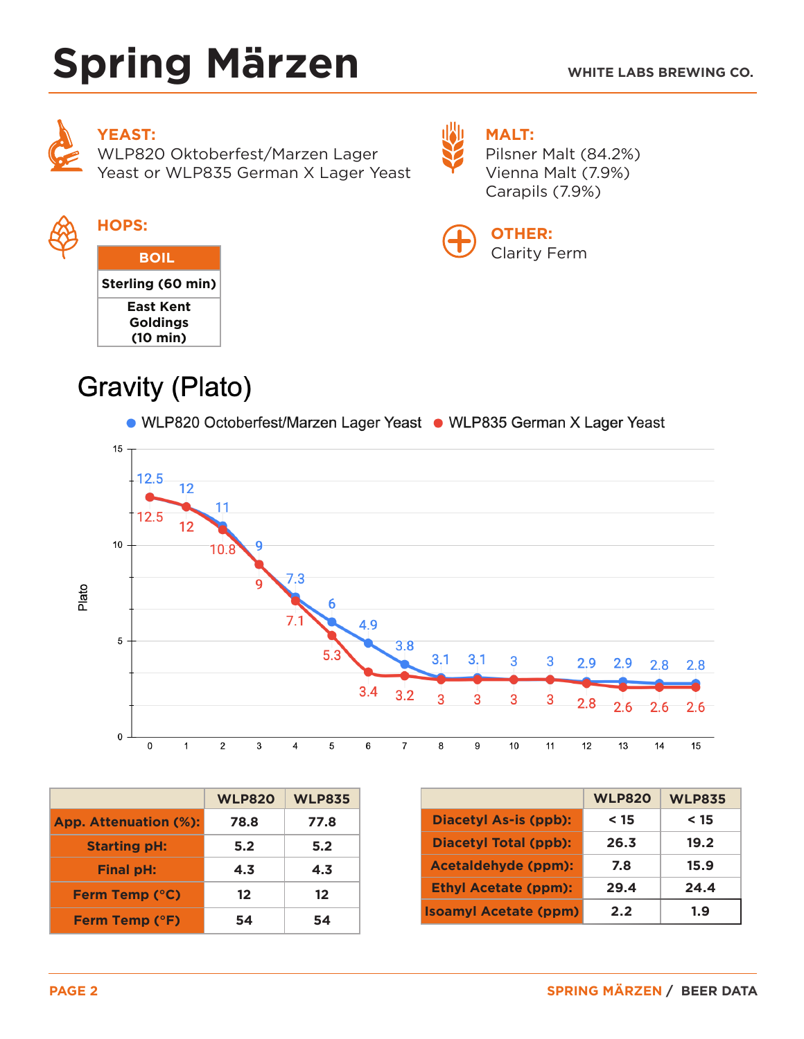# Spring Märzen

WHITE LABS BREWING CO.

**YEAST:**
WLP820 Oktoberfest/Marzen Lager Yeast or WLP835 German X Lager Yeast

**MALT:**
Pilsner Malt (84.2%)
Vienna Malt (7.9%)
Carapils (7.9%)

**HOPS:**

| BOIL |
|---|
| Sterling (60 min) |
| East Kent Goldings (10 min) |

**OTHER:**
Clarity Ferm

## Gravity (Plato)

WLP820 Octoberfest/Marzen Lager Yeast
WLP835 German X Lager Yeast

Plato

15
10
5
0

0 1 2 3 4 5 6 7 8 9 10 11 12 13 14 15

WLP820: 12.5, 12, 11, 9, 7.3, 6, 4.9, 3.8, 3.1, 3.1, 3, 3, 2.9, 2.9, 2.8, 2.8

WLP835: 12.5, 12, 10.8, 9, 7.1, 5.3, 3.4, 3.2, 3, 3, 3, 3, 2.8, 2.6, 2.6, 2.6

| | WLP820 | WLP835 |
|---|---|---|
| App. Attenuation (%): | 78.8 | 77.8 |
| Starting pH: | 5.2 | 5.2 |
| Final pH: | 4.3 | 4.3 |
| Ferm Temp (°C) | 12 | 12 |
| Ferm Temp (°F) | 54 | 54 |

| | WLP820 | WLP835 |
|---|---|---|
| Diacetyl As-is (ppb): | < 15 | < 15 |
| Diacetyl Total (ppb): | 26.3 | 19.2 |
| Acetaldehyde (ppm): | 7.8 | 15.9 |
| Ethyl Acetate (ppm): | 29.4 | 24.4 |
| Isoamyl Acetate (ppm) | 2.2 | 1.9 |